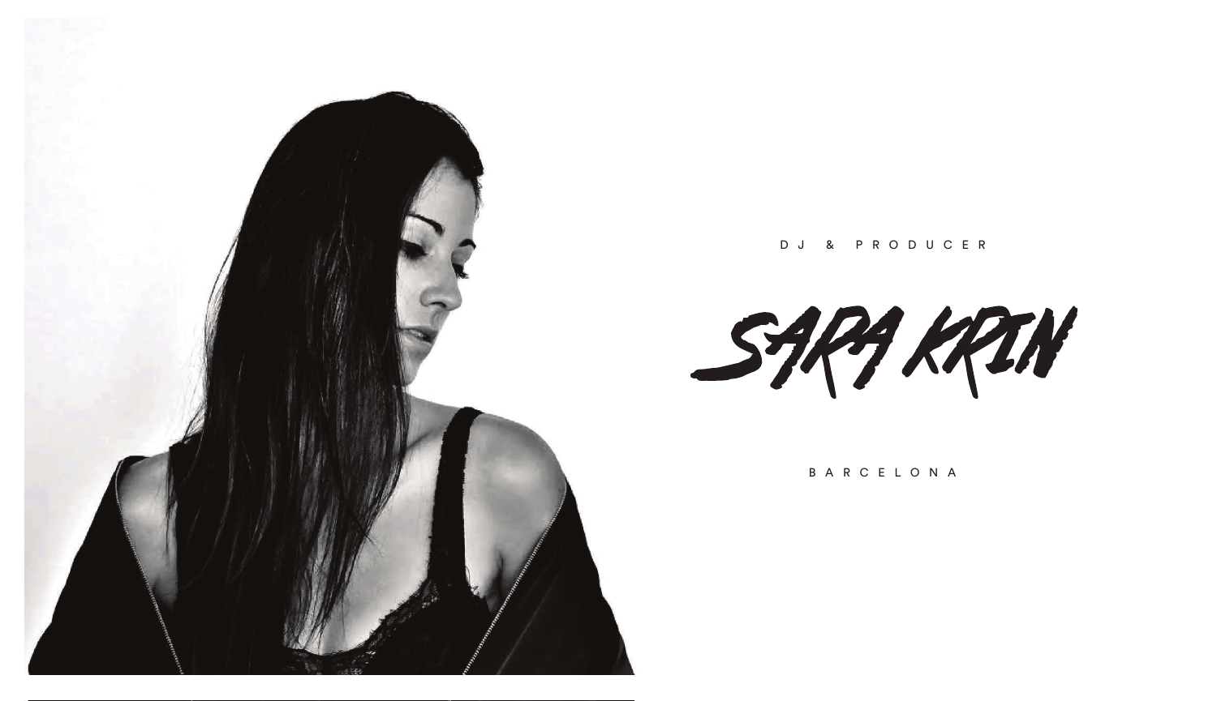DJ & PRODUCER

# SARA KRIN

BARCELONA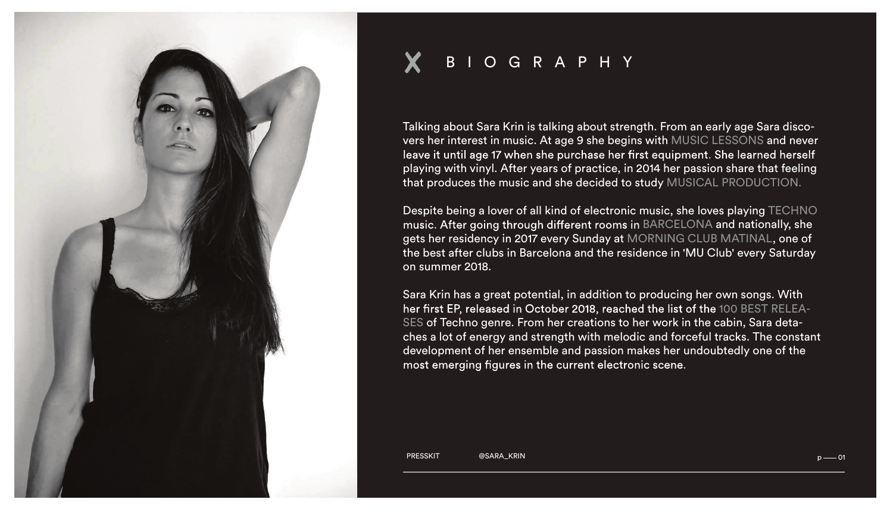# BIOGRAPHY

Talking about Sara Krin is talking about strength. From an early age Sara discovers her interest in music. At age 9 she begins with MUSIC LESSONS and never leave it until age 17 when she purchase her first equipment. She learned herself playing with vinyl. After years of practice, in 2014 her passion share that feeling that produces the music and she decided to study MUSICAL PRODUCTION.

Despite being a lover of all kind of electronic music, she loves playing TECHNO music. After going through different rooms in BARCELONA and nationally, she gets her residency in 2017 every Sunday at MORNING CLUB MATINAL, one of the best after clubs in Barcelona and the residence in 'MU Club' every Saturday on summer 2018.

Sara Krin has a great potential, in addition to producing her own songs. With her first EP, released in October 2018, reached the list of the 100 BEST RELEASES of Techno genre. From her creations to her work in the cabin, Sara detaches a lot of energy and strength with melodic and forceful tracks. The constant development of her ensemble and passion makes her undoubtedly one of the most emerging figures in the current electronic scene.

PRESSKIT @SARA_KRIN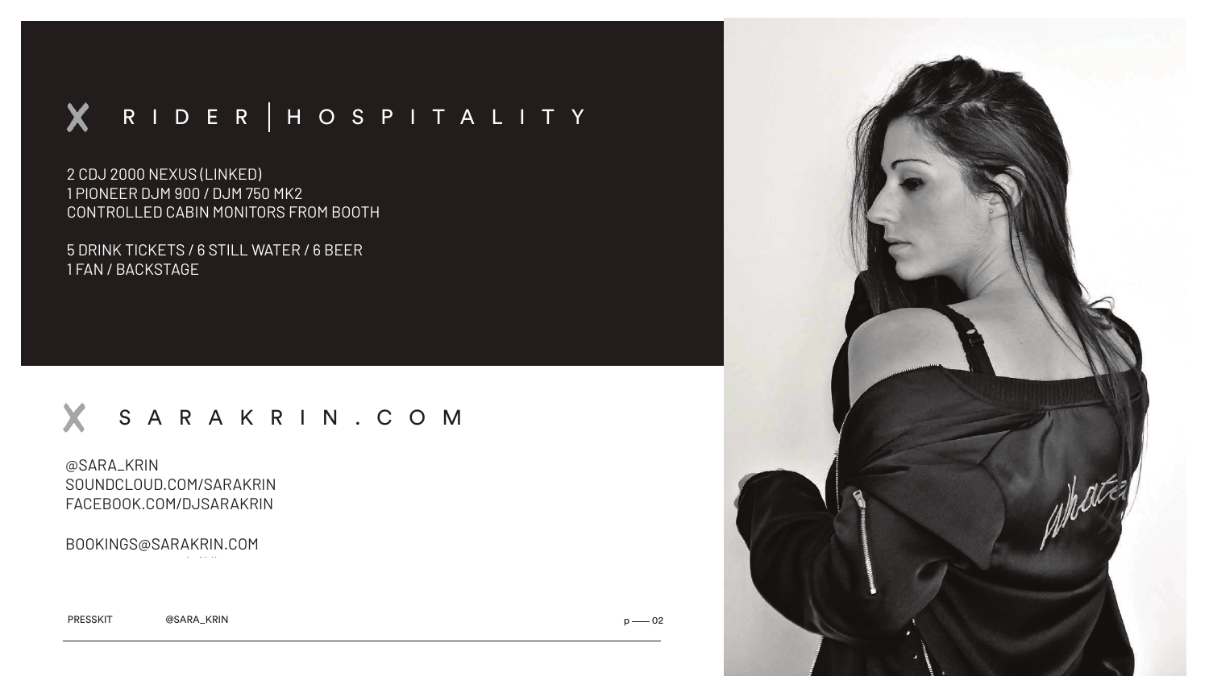# X RIDER | HOSPITALITY

2 CDJ 2000 NEXUS (LINKED)
1 PIONEER DJM 900 / DJM 750 MK2
CONTROLLED CABIN MONITORS FROM BOOTH

5 DRINK TICKETS / 6 STILL WATER / 6 BEER
1 FAN / BACKSTAGE

# X SARAKRIN.COM

@SARA_KRIN
SOUNDCLOUD.COM/SARAKRIN
FACEBOOK.COM/DJSARAKRIN

BOOKINGS@SARAKRIN.COM